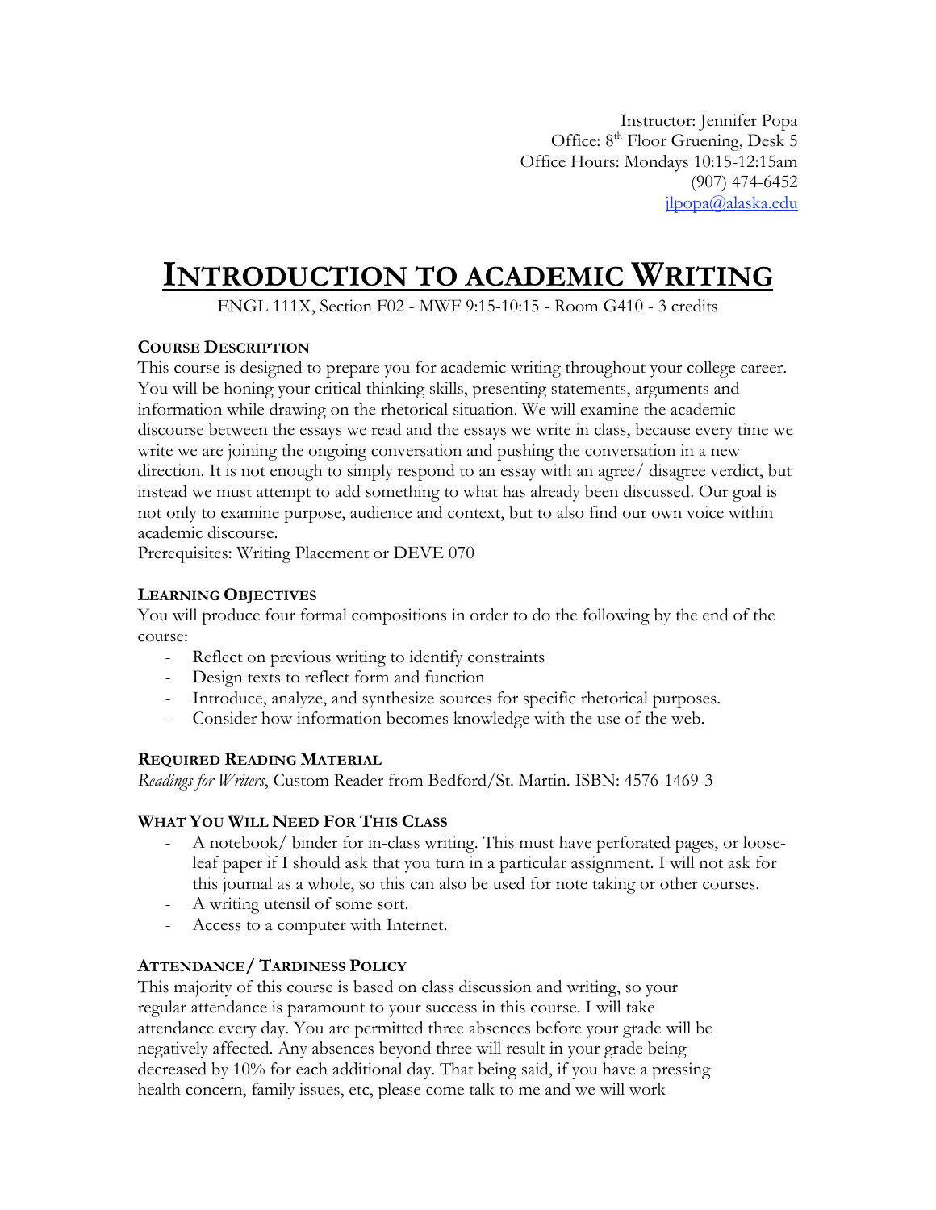Instructor: Jennifer Popa
Office: 8th Floor Gruening, Desk 5
Office Hours: Mondays 10:15-12:15am
(907) 474-6452
jlpopa@alaska.edu

# INTRODUCTION TO ACADEMIC WRITING

ENGL 111X, Section F02 - MWF 9:15-10:15 - Room G410 - 3 credits

### COURSE DESCRIPTION

This course is designed to prepare you for academic writing throughout your college career. You will be honing your critical thinking skills, presenting statements, arguments and information while drawing on the rhetorical situation. We will examine the academic discourse between the essays we read and the essays we write in class, because every time we write we are joining the ongoing conversation and pushing the conversation in a new direction. It is not enough to simply respond to an essay with an agree/ disagree verdict, but instead we must attempt to add something to what has already been discussed. Our goal is not only to examine purpose, audience and context, but to also find our own voice within academic discourse.

Prerequisites: Writing Placement or DEVE 070

### LEARNING OBJECTIVES

You will produce four formal compositions in order to do the following by the end of the course:

- Reflect on previous writing to identify constraints
- Design texts to reflect form and function
- Introduce, analyze, and synthesize sources for specific rhetorical purposes.
- Consider how information becomes knowledge with the use of the web.

### REQUIRED READING MATERIAL

*Readings for Writers*, Custom Reader from Bedford/St. Martin. ISBN: 4576-1469-3

### WHAT YOU WILL NEED FOR THIS CLASS

- A notebook/ binder for in-class writing. This must have perforated pages, or loose-leaf paper if I should ask that you turn in a particular assignment. I will not ask for this journal as a whole, so this can also be used for note taking or other courses.
- A writing utensil of some sort.
- Access to a computer with Internet.

### ATTENDANCE/ TARDINESS POLICY

This majority of this course is based on class discussion and writing, so your regular attendance is paramount to your success in this course. I will take attendance every day. You are permitted three absences before your grade will be negatively affected. Any absences beyond three will result in your grade being decreased by 10% for each additional day. That being said, if you have a pressing health concern, family issues, etc, please come talk to me and we will work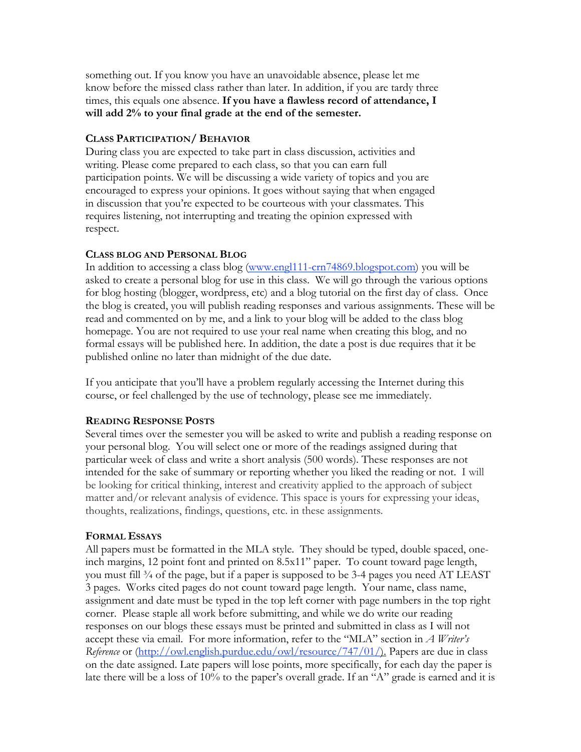something out. If you know you have an unavoidable absence, please let me know before the missed class rather than later. In addition, if you are tardy three times, this equals one absence. **If you have a flawless record of attendance, I will add 2% to your final grade at the end of the semester.**

### Class Participation/ Behavior

During class you are expected to take part in class discussion, activities and writing. Please come prepared to each class, so that you can earn full participation points. We will be discussing a wide variety of topics and you are encouraged to express your opinions. It goes without saying that when engaged in discussion that you're expected to be courteous with your classmates. This requires listening, not interrupting and treating the opinion expressed with respect.

### Class blog and Personal Blog

In addition to accessing a class blog (www.engl111-crn74869.blogspot.com) you will be asked to create a personal blog for use in this class. We will go through the various options for blog hosting (blogger, wordpress, etc) and a blog tutorial on the first day of class. Once the blog is created, you will publish reading responses and various assignments. These will be read and commented on by me, and a link to your blog will be added to the class blog homepage. You are not required to use your real name when creating this blog, and no formal essays will be published here. In addition, the date a post is due requires that it be published online no later than midnight of the due date.

If you anticipate that you'll have a problem regularly accessing the Internet during this course, or feel challenged by the use of technology, please see me immediately.

### Reading Response Posts

Several times over the semester you will be asked to write and publish a reading response on your personal blog. You will select one or more of the readings assigned during that particular week of class and write a short analysis (500 words). These responses are not intended for the sake of summary or reporting whether you liked the reading or not. I will be looking for critical thinking, interest and creativity applied to the approach of subject matter and/or relevant analysis of evidence. This space is yours for expressing your ideas, thoughts, realizations, findings, questions, etc. in these assignments.

### Formal Essays

All papers must be formatted in the MLA style. They should be typed, double spaced, one-inch margins, 12 point font and printed on 8.5x11" paper. To count toward page length, you must fill ¾ of the page, but if a paper is supposed to be 3-4 pages you need AT LEAST 3 pages. Works cited pages do not count toward page length. Your name, class name, assignment and date must be typed in the top left corner with page numbers in the top right corner. Please staple all work before submitting, and while we do write our reading responses on our blogs these essays must be printed and submitted in class as I will not accept these via email. For more information, refer to the "MLA" section in *A Writer's Reference* or (http://owl.english.purdue.edu/owl/resource/747/01/). Papers are due in class on the date assigned. Late papers will lose points, more specifically, for each day the paper is late there will be a loss of 10% to the paper's overall grade. If an "A" grade is earned and it is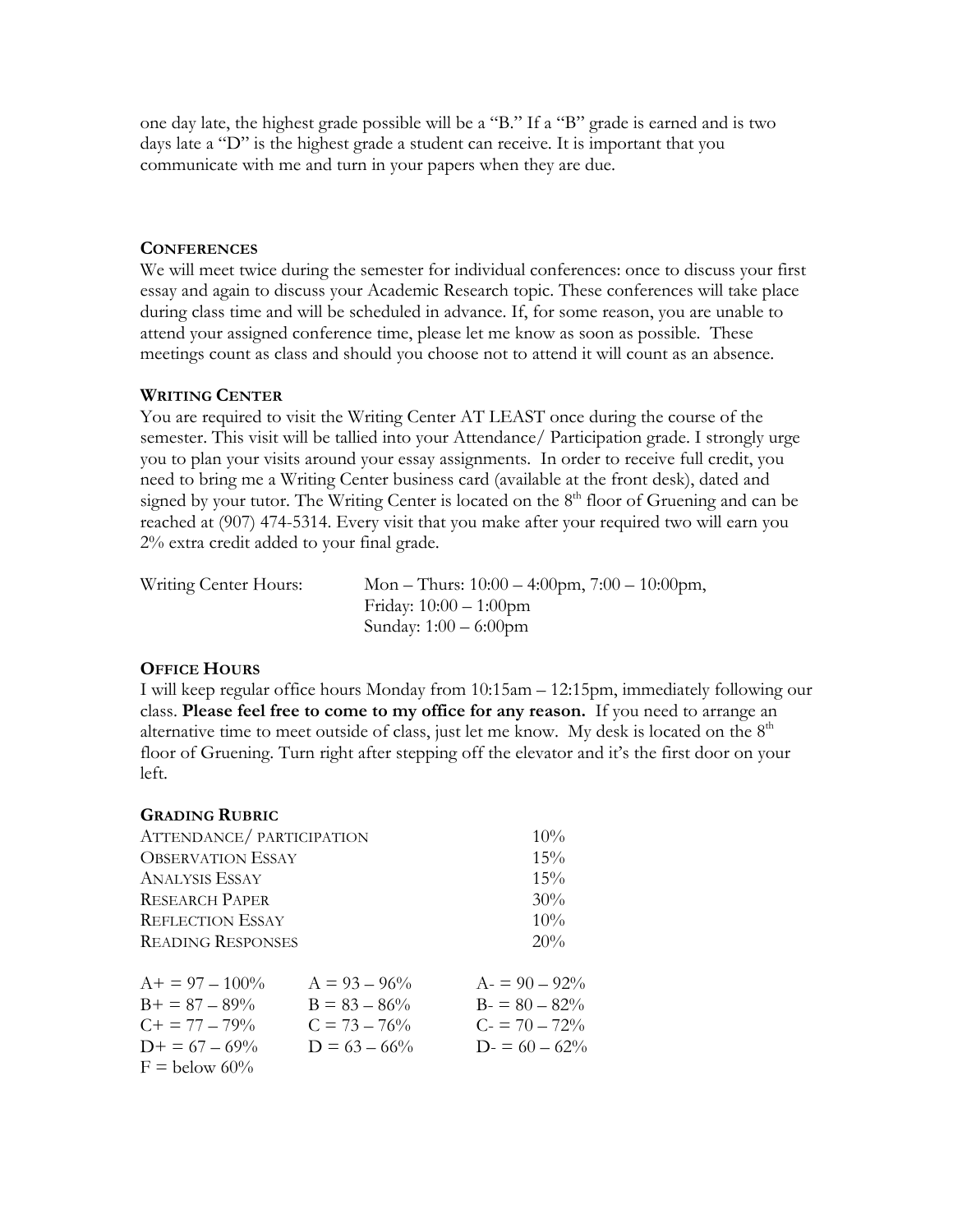one day late, the highest grade possible will be a "B." If a "B" grade is earned and is two days late a "D" is the highest grade a student can receive. It is important that you communicate with me and turn in your papers when they are due.

### CONFERENCES

We will meet twice during the semester for individual conferences: once to discuss your first essay and again to discuss your Academic Research topic. These conferences will take place during class time and will be scheduled in advance. If, for some reason, you are unable to attend your assigned conference time, please let me know as soon as possible. These meetings count as class and should you choose not to attend it will count as an absence.

### WRITING CENTER

You are required to visit the Writing Center AT LEAST once during the course of the semester. This visit will be tallied into your Attendance/ Participation grade. I strongly urge you to plan your visits around your essay assignments. In order to receive full credit, you need to bring me a Writing Center business card (available at the front desk), dated and signed by your tutor. The Writing Center is located on the 8th floor of Gruening and can be reached at (907) 474-5314. Every visit that you make after your required two will earn you 2% extra credit added to your final grade.

Writing Center Hours:
- Mon – Thurs: 10:00 – 4:00pm, 7:00 – 10:00pm,
- Friday: 10:00 – 1:00pm
- Sunday: 1:00 – 6:00pm

### OFFICE HOURS

I will keep regular office hours Monday from 10:15am – 12:15pm, immediately following our class. **Please feel free to come to my office for any reason.** If you need to arrange an alternative time to meet outside of class, just let me know. My desk is located on the 8th floor of Gruening. Turn right after stepping off the elevator and it's the first door on your left.

### GRADING RUBRIC

| | |
|---|---|
| ATTENDANCE/ PARTICIPATION | 10% |
| OBSERVATION ESSAY | 15% |
| ANALYSIS ESSAY | 15% |
| RESEARCH PAPER | 30% |
| REFLECTION ESSAY | 10% |
| READING RESPONSES | 20% |

| | | |
|---|---|---|
| A+ = 97 – 100% | A = 93 – 96% | A- = 90 – 92% |
| B+ = 87 – 89% | B = 83 – 86% | B- = 80 – 82% |
| C+ = 77 – 79% | C = 73 – 76% | C- = 70 – 72% |
| D+ = 67 – 69% | D = 63 – 66% | D- = 60 – 62% |
| F = below 60% | | |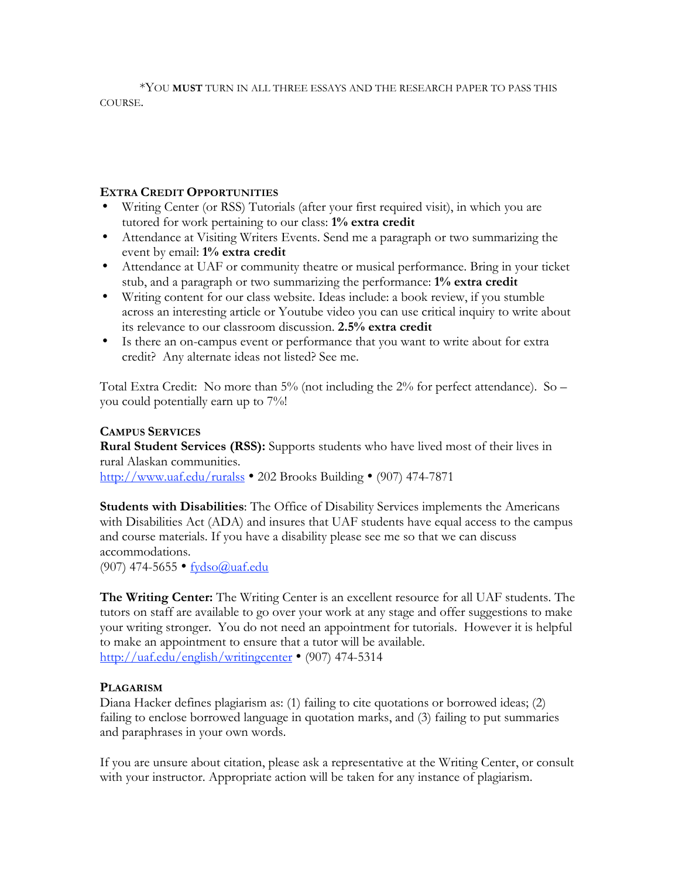*You **must** turn in all three essays and the research paper to pass this course.

## Extra Credit Opportunities

- Writing Center (or RSS) Tutorials (after your first required visit), in which you are tutored for work pertaining to our class: **1% extra credit**
- Attendance at Visiting Writers Events. Send me a paragraph or two summarizing the event by email: **1% extra credit**
- Attendance at UAF or community theatre or musical performance. Bring in your ticket stub, and a paragraph or two summarizing the performance: **1% extra credit**
- Writing content for our class website. Ideas include: a book review, if you stumble across an interesting article or Youtube video you can use critical inquiry to write about its relevance to our classroom discussion. **2.5% extra credit**
- Is there an on-campus event or performance that you want to write about for extra credit? Any alternate ideas not listed? See me.

Total Extra Credit: No more than 5% (not including the 2% for perfect attendance). So – you could potentially earn up to 7%!

## Campus Services

**Rural Student Services (RSS):** Supports students who have lived most of their lives in rural Alaskan communities.
http://www.uaf.edu/ruralss • 202 Brooks Building • (907) 474-7871

**Students with Disabilities**: The Office of Disability Services implements the Americans with Disabilities Act (ADA) and insures that UAF students have equal access to the campus and course materials. If you have a disability please see me so that we can discuss accommodations.
(907) 474-5655 • fydso@uaf.edu

**The Writing Center:** The Writing Center is an excellent resource for all UAF students. The tutors on staff are available to go over your work at any stage and offer suggestions to make your writing stronger. You do not need an appointment for tutorials. However it is helpful to make an appointment to ensure that a tutor will be available.
http://uaf.edu/english/writingcenter • (907) 474-5314

## Plagarism

Diana Hacker defines plagiarism as: (1) failing to cite quotations or borrowed ideas; (2) failing to enclose borrowed language in quotation marks, and (3) failing to put summaries and paraphrases in your own words.

If you are unsure about citation, please ask a representative at the Writing Center, or consult with your instructor. Appropriate action will be taken for any instance of plagiarism.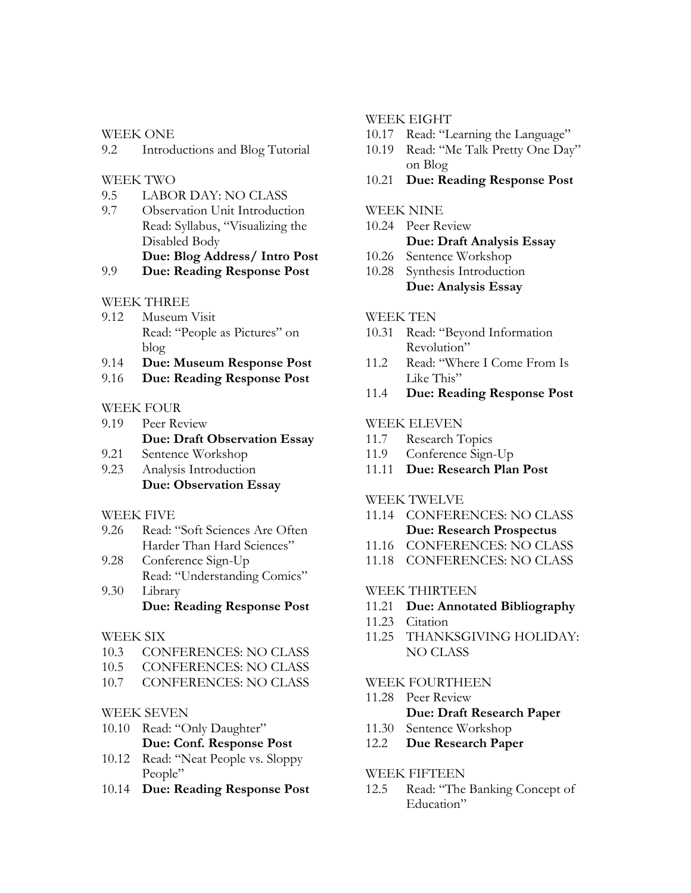WEEK ONE

9.2 Introductions and Blog Tutorial

WEEK TWO

9.5 LABOR DAY: NO CLASS

9.7 Observation Unit Introduction
Read: Syllabus, "Visualizing the Disabled Body
**Due: Blog Address/ Intro Post**

9.9 **Due: Reading Response Post**

WEEK THREE

9.12 Museum Visit
Read: "People as Pictures" on blog

9.14 **Due: Museum Response Post**

9.16 **Due: Reading Response Post**

WEEK FOUR

9.19 Peer Review
**Due: Draft Observation Essay**

9.21 Sentence Workshop

9.23 Analysis Introduction
**Due: Observation Essay**

WEEK FIVE

9.26 Read: "Soft Sciences Are Often Harder Than Hard Sciences"

9.28 Conference Sign-Up
Read: "Understanding Comics"

9.30 Library
**Due: Reading Response Post**

WEEK SIX

10.3 CONFERENCES: NO CLASS

10.5 CONFERENCES: NO CLASS

10.7 CONFERENCES: NO CLASS

WEEK SEVEN

10.10 Read: "Only Daughter"
**Due: Conf. Response Post**

10.12 Read: "Neat People vs. Sloppy People"

10.14 **Due: Reading Response Post**

WEEK EIGHT

10.17 Read: "Learning the Language"

10.19 Read: "Me Talk Pretty One Day" on Blog

10.21 **Due: Reading Response Post**

WEEK NINE

10.24 Peer Review
**Due: Draft Analysis Essay**

10.26 Sentence Workshop

10.28 Synthesis Introduction
**Due: Analysis Essay**

WEEK TEN

10.31 Read: "Beyond Information Revolution"

11.2 Read: "Where I Come From Is Like This"

11.4 **Due: Reading Response Post**

WEEK ELEVEN

11.7 Research Topics

11.9 Conference Sign-Up

11.11 **Due: Research Plan Post**

WEEK TWELVE

11.14 CONFERENCES: NO CLASS
**Due: Research Prospectus**

11.16 CONFERENCES: NO CLASS

11.18 CONFERENCES: NO CLASS

WEEK THIRTEEN

11.21 **Due: Annotated Bibliography**

11.23 Citation

11.25 THANKSGIVING HOLIDAY: NO CLASS

WEEK FOURTHEEN

11.28 Peer Review
**Due: Draft Research Paper**

11.30 Sentence Workshop

12.2 **Due Research Paper**

WEEK FIFTEEN

12.5 Read: "The Banking Concept of Education"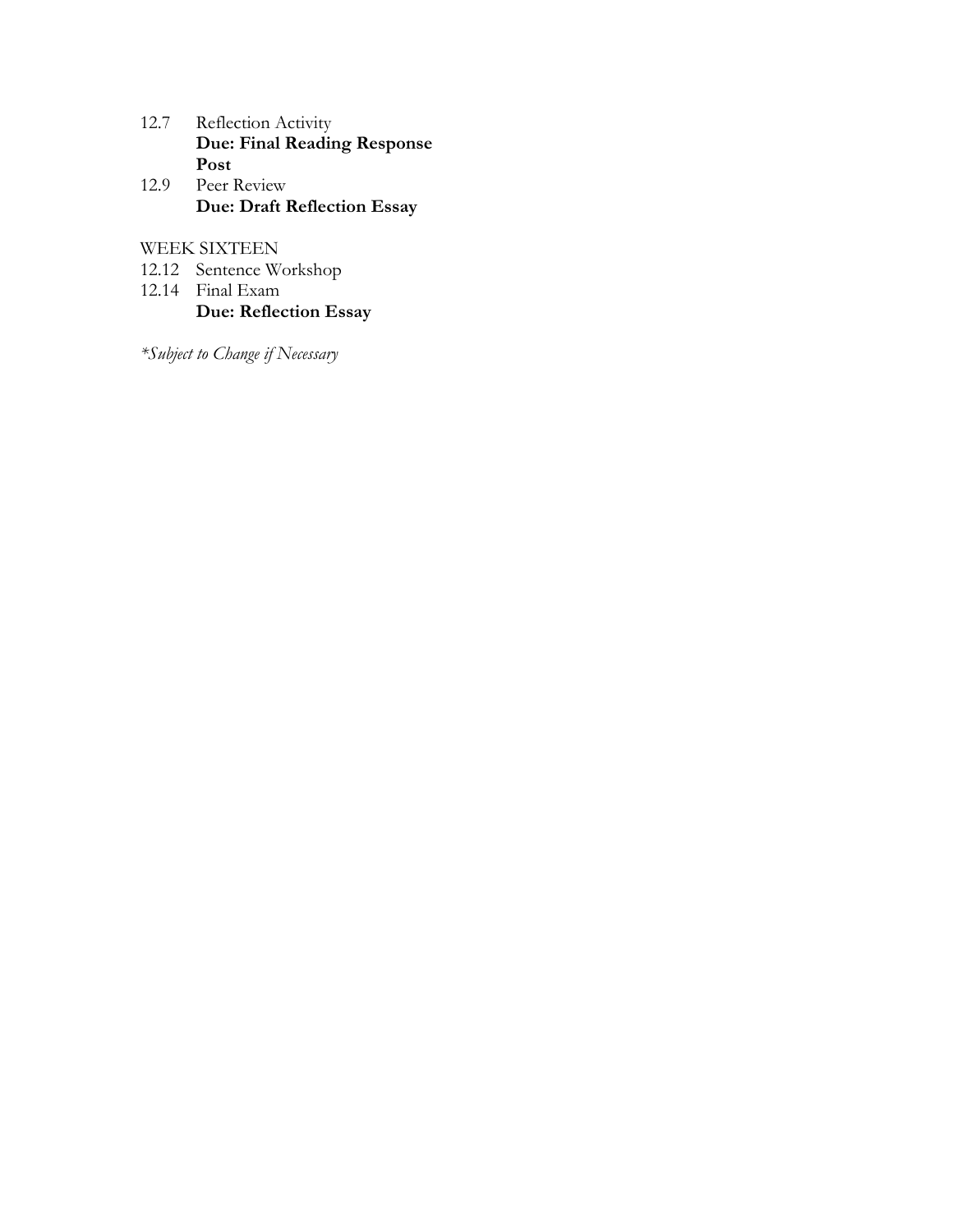12.7 Reflection Activity
**Due: Final Reading Response Post**

12.9 Peer Review
**Due: Draft Reflection Essay**

WEEK SIXTEEN

12.12 Sentence Workshop

12.14 Final Exam
**Due: Reflection Essay**

*\*Subject to Change if Necessary*